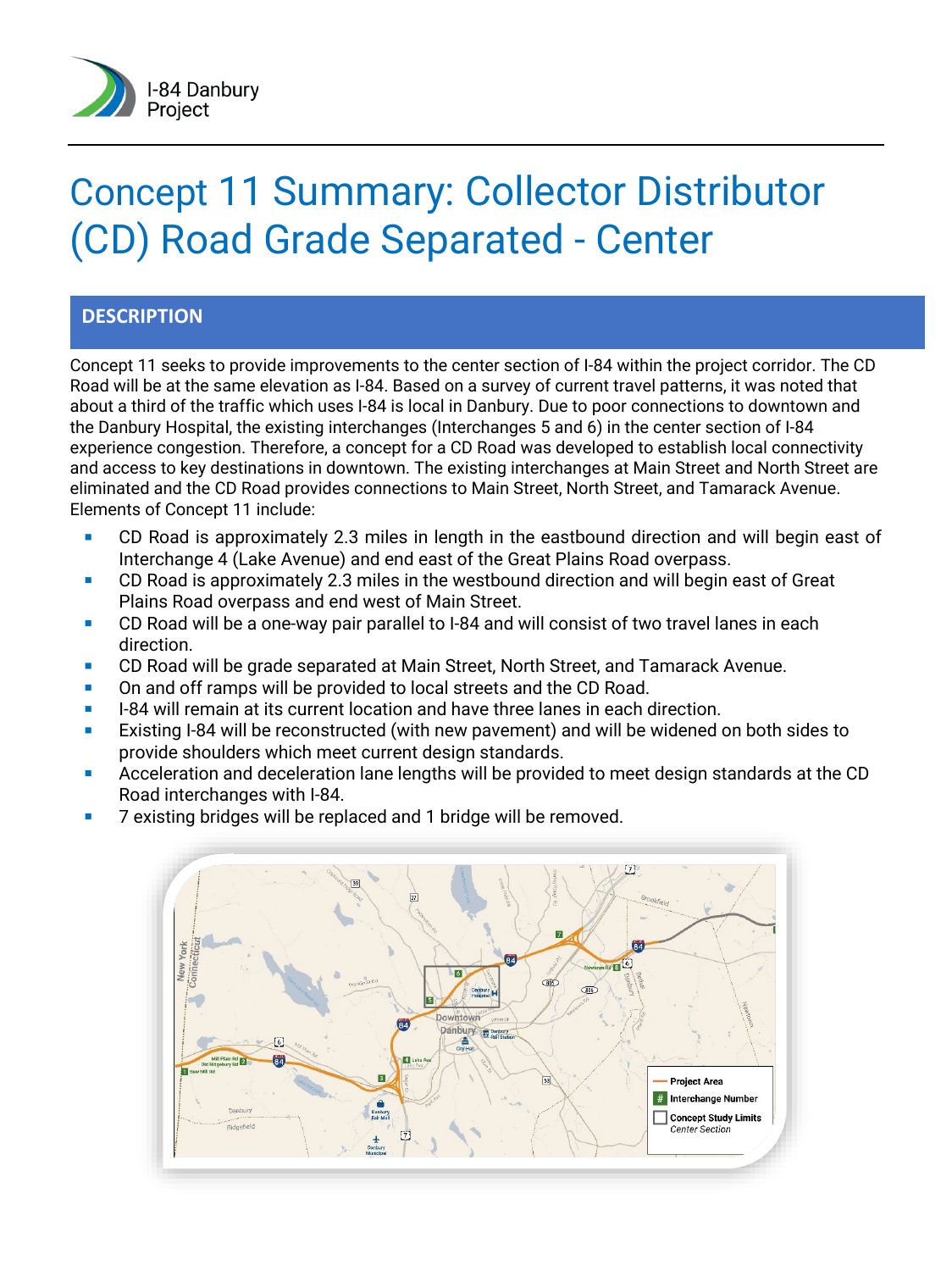I-84 Danbury Project

# Concept 11 Summary: Collector Distributor (CD) Road Grade Separated - Center

## DESCRIPTION

Concept 11 seeks to provide improvements to the center section of I-84 within the project corridor. The CD Road will be at the same elevation as I-84. Based on a survey of current travel patterns, it was noted that about a third of the traffic which uses I-84 is local in Danbury. Due to poor connections to downtown and the Danbury Hospital, the existing interchanges (Interchanges 5 and 6) in the center section of I-84 experience congestion. Therefore, a concept for a CD Road was developed to establish local connectivity and access to key destinations in downtown. The existing interchanges at Main Street and North Street are eliminated and the CD Road provides connections to Main Street, North Street, and Tamarack Avenue. Elements of Concept 11 include:

- CD Road is approximately 2.3 miles in length in the eastbound direction and will begin east of Interchange 4 (Lake Avenue) and end east of the Great Plains Road overpass.
- CD Road is approximately 2.3 miles in the westbound direction and will begin east of Great Plains Road overpass and end west of Main Street.
- CD Road will be a one-way pair parallel to I-84 and will consist of two travel lanes in each direction.
- CD Road will be grade separated at Main Street, North Street, and Tamarack Avenue.
- On and off ramps will be provided to local streets and the CD Road.
- I-84 will remain at its current location and have three lanes in each direction.
- Existing I-84 will be reconstructed (with new pavement) and will be widened on both sides to provide shoulders which meet current design standards.
- Acceleration and deceleration lane lengths will be provided to meet design standards at the CD Road interchanges with I-84.
- 7 existing bridges will be replaced and 1 bridge will be removed.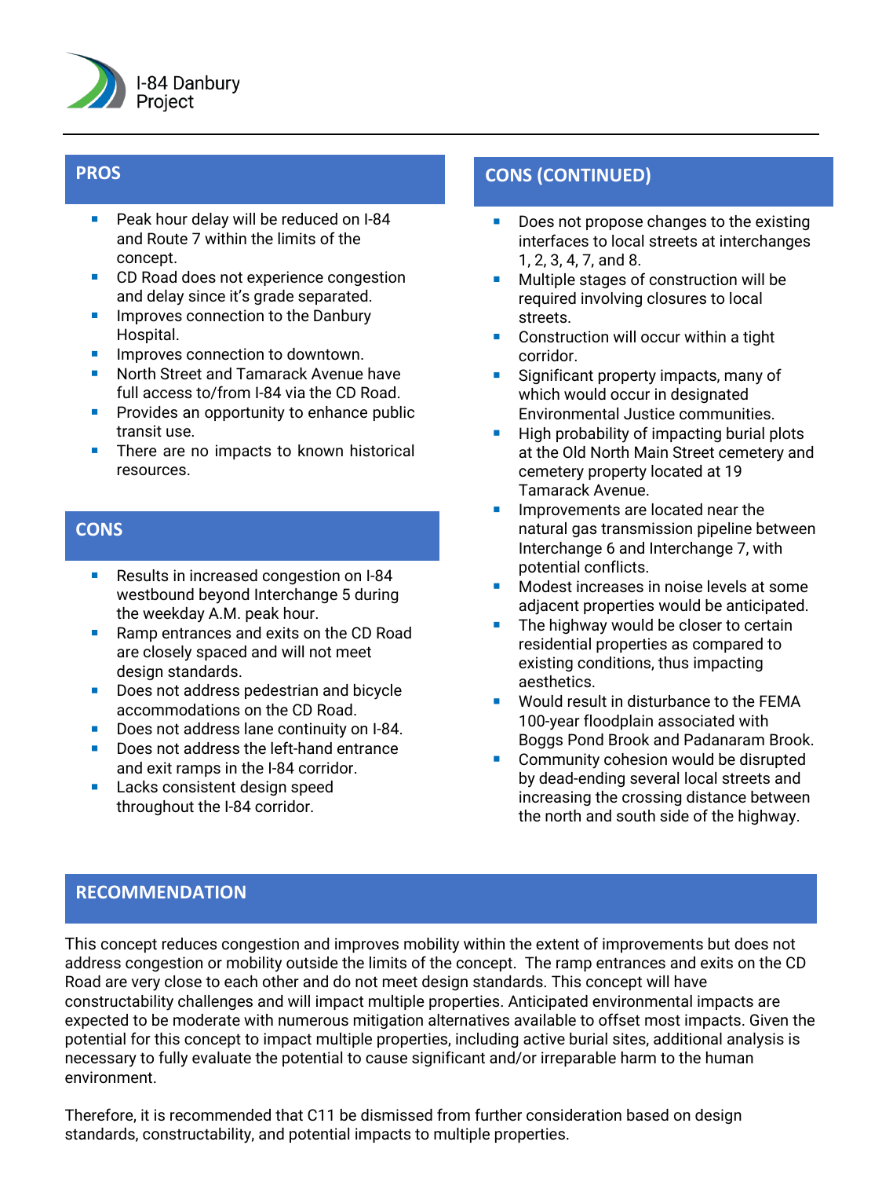## PROS

- Peak hour delay will be reduced on I-84 and Route 7 within the limits of the concept.
- CD Road does not experience congestion and delay since it's grade separated.
- Improves connection to the Danbury Hospital.
- Improves connection to downtown.
- North Street and Tamarack Avenue have full access to/from I-84 via the CD Road.
- Provides an opportunity to enhance public transit use.
- There are no impacts to known historical resources.

## CONS

- Results in increased congestion on I-84 westbound beyond Interchange 5 during the weekday A.M. peak hour.
- Ramp entrances and exits on the CD Road are closely spaced and will not meet design standards.
- Does not address pedestrian and bicycle accommodations on the CD Road.
- Does not address lane continuity on I-84.
- Does not address the left-hand entrance and exit ramps in the I-84 corridor.
- Lacks consistent design speed throughout the I-84 corridor.

## CONS (CONTINUED)

- Does not propose changes to the existing interfaces to local streets at interchanges 1, 2, 3, 4, 7, and 8.
- Multiple stages of construction will be required involving closures to local streets.
- Construction will occur within a tight corridor.
- Significant property impacts, many of which would occur in designated Environmental Justice communities.
- High probability of impacting burial plots at the Old North Main Street cemetery and cemetery property located at 19 Tamarack Avenue.
- Improvements are located near the natural gas transmission pipeline between Interchange 6 and Interchange 7, with potential conflicts.
- Modest increases in noise levels at some adjacent properties would be anticipated.
- The highway would be closer to certain residential properties as compared to existing conditions, thus impacting aesthetics.
- Would result in disturbance to the FEMA 100-year floodplain associated with Boggs Pond Brook and Padanaram Brook.
- Community cohesion would be disrupted by dead-ending several local streets and increasing the crossing distance between the north and south side of the highway.

## RECOMMENDATION

This concept reduces congestion and improves mobility within the extent of improvements but does not address congestion or mobility outside the limits of the concept. The ramp entrances and exits on the CD Road are very close to each other and do not meet design standards. This concept will have constructability challenges and will impact multiple properties. Anticipated environmental impacts are expected to be moderate with numerous mitigation alternatives available to offset most impacts. Given the potential for this concept to impact multiple properties, including active burial sites, additional analysis is necessary to fully evaluate the potential to cause significant and/or irreparable harm to the human environment.

Therefore, it is recommended that C11 be dismissed from further consideration based on design standards, constructability, and potential impacts to multiple properties.